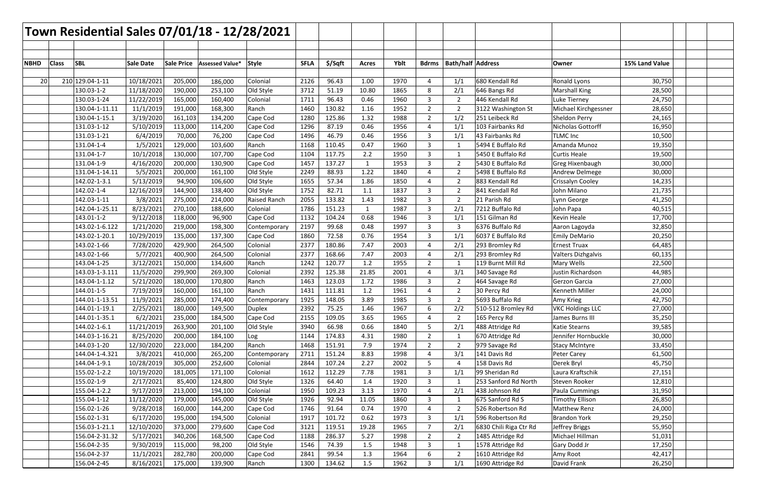# Town Residential Sales 07/01/18 - 12/28/2021

| NBHD | Class | SBL | Sale Date | Sale Price | Assessed Value* | Style | SFLA | $/Sqft | Acres | Yblt | Bdrms | Bath/half | Address | Owner | 15% Land Value |
|---|---|---|---|---|---|---|---|---|---|---|---|---|---|---|---|
| 20 | 210 | 129.04-1-11 | 10/18/2021 | 205,000 | 186,000 | Colonial | 2126 | 96.43 | 1.00 | 1970 | 4 | 1/1 | 680 Kendall Rd | Ronald Lyons | 30,750 |
| | | 130.03-1-2 | 11/18/2020 | 190,000 | 253,100 | Old Style | 3712 | 51.19 | 10.80 | 1865 | 8 | 2/1 | 646 Bangs Rd | Marshall King | 28,500 |
| | | 130.03-1-24 | 11/22/2019 | 165,000 | 160,400 | Colonial | 1711 | 96.43 | 0.46 | 1960 | 3 | 2 | 446 Kendall Rd | Luke Tierney | 24,750 |
| | | 130.04-1-11.11 | 11/1/2019 | 191,000 | 168,300 | Ranch | 1460 | 130.82 | 1.16 | 1952 | 2 | 2 | 3122 Washington St | Michael Kirchgessner | 28,650 |
| | | 130.04-1-15.1 | 3/19/2020 | 161,103 | 134,200 | Cape Cod | 1280 | 125.86 | 1.32 | 1988 | 2 | 1/2 | 251 Leibeck Rd | Sheldon Perry | 24,165 |
| | | 131.03-1-12 | 5/10/2019 | 113,000 | 114,200 | Cape Cod | 1296 | 87.19 | 0.46 | 1956 | 4 | 1/1 | 103 Fairbanks Rd | Nicholas Gottorff | 16,950 |
| | | 131.03-1-21 | 6/4/2019 | 70,000 | 76,200 | Cape Cod | 1496 | 46.79 | 0.46 | 1956 | 3 | 1/1 | 43 Fairbanks Rd | TLMC Inc | 10,500 |
| | | 131.04-1-4 | 1/5/2021 | 129,000 | 103,600 | Ranch | 1168 | 110.45 | 0.47 | 1960 | 3 | 1 | 5494 E Buffalo Rd | Amanda Munoz | 19,350 |
| | | 131.04-1-7 | 10/1/2018 | 130,000 | 107,700 | Cape Cod | 1104 | 117.75 | 2.2 | 1950 | 3 | 1 | 5450 E Buffalo Rd | Curtis Heale | 19,500 |
| | | 131.04-1-9 | 4/16/2020 | 200,000 | 130,900 | Cape Cod | 1457 | 137.27 | 1 | 1953 | 3 | 2 | 5430 E Buffalo Rd | Greg Hixenbaugh | 30,000 |
| | | 131.04-1-14.11 | 5/5/2021 | 200,000 | 161,100 | Old Style | 2249 | 88.93 | 1.22 | 1840 | 4 | 2 | 5498 E Buffalo Rd | Andrew Delmege | 30,000 |
| | | 142.02-1-3.1 | 5/13/2019 | 94,900 | 106,600 | Old Style | 1655 | 57.34 | 1.86 | 1850 | 4 | 2 | 883 Kendall Rd | Crissalyn Cooley | 14,235 |
| | | 142.02-1-4 | 12/16/2019 | 144,900 | 138,400 | Old Style | 1752 | 82.71 | 1.1 | 1837 | 3 | 2 | 841 Kendall Rd | John Milano | 21,735 |
| | | 142.03-1-11 | 3/8/2021 | 275,000 | 214,000 | Raised Ranch | 2055 | 133.82 | 1.43 | 1982 | 3 | 2 | 21 Parish Rd | Lynn George | 41,250 |
| | | 142.04-1-25.11 | 8/23/2021 | 270,100 | 188,600 | Colonial | 1786 | 151.23 | 1 | 1987 | 3 | 2/1 | 7212 Buffalo Rd | John Papa | 40,515 |
| | | 143.01-1-2 | 9/12/2018 | 118,000 | 96,900 | Cape Cod | 1132 | 104.24 | 0.68 | 1946 | 3 | 1/1 | 151 Gilman Rd | Kevin Heale | 17,700 |
| | | 143.02-1-6.122 | 1/21/2020 | 219,000 | 198,300 | Contemporary | 2197 | 99.68 | 0.48 | 1997 | 3 | 3 | 6376 Buffalo Rd | Aaron Lagoyda | 32,850 |
| | | 143.02-1-20.1 | 10/29/2019 | 135,000 | 137,300 | Cape Cod | 1860 | 72.58 | 0.76 | 1954 | 3 | 1/1 | 6037 E Buffalo Rd | Emily DeMario | 20,250 |
| | | 143.02-1-66 | 7/28/2020 | 429,900 | 264,500 | Colonial | 2377 | 180.86 | 7.47 | 2003 | 4 | 2/1 | 293 Bromley Rd | Ernest Truax | 64,485 |
| | | 143.02-1-66 | 5/7/2021 | 400,900 | 264,500 | Colonial | 2377 | 168.66 | 7.47 | 2003 | 4 | 2/1 | 293 Bromley Rd | Valters Dizhgalvis | 60,135 |
| | | 143.04-1-25 | 3/12/2021 | 150,000 | 134,600 | Ranch | 1242 | 120.77 | 1.2 | 1955 | 2 | 1 | 119 Burnt Mill Rd | Mary Wells | 22,500 |
| | | 143.03-1-3.111 | 11/5/2020 | 299,900 | 269,300 | Colonial | 2392 | 125.38 | 21.85 | 2001 | 4 | 3/1 | 340 Savage Rd | Justin Richardson | 44,985 |
| | | 143.04-1-1.12 | 5/21/2020 | 180,000 | 170,800 | Ranch | 1463 | 123.03 | 1.72 | 1986 | 3 | 2 | 464 Savage Rd | Gerzon Garcia | 27,000 |
| | | 144.01-1-5 | 7/19/2019 | 160,000 | 161,100 | Ranch | 1431 | 111.81 | 1.2 | 1961 | 4 | 2 | 30 Percy Rd | Kenneth Miller | 24,000 |
| | | 144.01-1-13.51 | 11/9/2021 | 285,000 | 174,400 | Contemporary | 1925 | 148.05 | 3.89 | 1985 | 3 | 2 | 5693 Buffalo Rd | Amy Krieg | 42,750 |
| | | 144.01-1-19.1 | 2/25/2021 | 180,000 | 149,500 | Duplex | 2392 | 75.25 | 1.46 | 1967 | 6 | 2/2 | 510-512 Bromley Rd | VKC Holdings LLC | 27,000 |
| | | 144.01-1-35.1 | 6/2/2021 | 235,000 | 184,500 | Cape Cod | 2155 | 109.05 | 3.65 | 1965 | 4 | 2 | 165 Percy Rd | James Burns III | 35,250 |
| | | 144.02-1-6.1 | 11/21/2019 | 263,900 | 201,100 | Old Style | 3940 | 66.98 | 0.66 | 1840 | 5 | 2/1 | 488 Attridge Rd | Katie Stearns | 39,585 |
| | | 144.03-1-16.21 | 8/25/2020 | 200,000 | 184,100 | Log | 1144 | 174.83 | 4.31 | 1980 | 2 | 1 | 670 Attridge Rd | Jennifer Hornbuckle | 30,000 |
| | | 144.03-1-20 | 12/30/2020 | 223,000 | 184,200 | Ranch | 1468 | 151.91 | 7.9 | 1974 | 2 | 2 | 979 Savage Rd | Stacy McIntyre | 33,450 |
| | | 144.04-1-4.321 | 3/8/2021 | 410,000 | 265,200 | Contemporary | 2711 | 151.24 | 8.83 | 1998 | 4 | 3/1 | 141 Davis Rd | Peter Carey | 61,500 |
| | | 144.04-1-9.1 | 10/28/2019 | 305,000 | 252,600 | Colonial | 2844 | 107.24 | 2.27 | 2002 | 5 | 4 | 158 Davis Rd | Derek Bryl | 45,750 |
| | | 155.02-1-2.2 | 10/19/2020 | 181,005 | 171,100 | Colonial | 1612 | 112.29 | 7.78 | 1981 | 3 | 1/1 | 99 Sheridan Rd | Laura Kraftschik | 27,151 |
| | | 155.02-1-9 | 2/17/2021 | 85,400 | 124,800 | Old Style | 1326 | 64.40 | 1.4 | 1920 | 3 | 1 | 253 Sanford Rd North | Steven Rooker | 12,810 |
| | | 155.04-1-2.2 | 9/17/2019 | 213,000 | 194,100 | Colonial | 1950 | 109.23 | 3.13 | 1970 | 4 | 2/1 | 438 Johnson Rd | Paula Cummings | 31,950 |
| | | 155.04-1-12 | 11/12/2020 | 179,000 | 145,000 | Old Style | 1926 | 92.94 | 11.05 | 1860 | 3 | 1 | 675 Sanford Rd S | Timothy Ellison | 26,850 |
| | | 156.02-1-26 | 9/28/2018 | 160,000 | 144,200 | Cape Cod | 1746 | 91.64 | 0.74 | 1970 | 4 | 2 | 526 Robertson Rd | Matthew Renz | 24,000 |
| | | 156.02-1-31 | 6/17/2020 | 195,000 | 194,500 | Colonial | 1917 | 101.72 | 0.62 | 1973 | 3 | 1/1 | 596 Robertson Rd | Brandon York | 29,250 |
| | | 156.03-1-21.1 | 12/10/2020 | 373,000 | 279,600 | Cape Cod | 3121 | 119.51 | 19.28 | 1965 | 7 | 2/1 | 6830 Chili Riga Ctr Rd | Jeffrey Briggs | 55,950 |
| | | 156.04-2-31.32 | 5/17/2021 | 340,206 | 168,500 | Cape Cod | 1188 | 286.37 | 5.27 | 1998 | 2 | 2 | 1485 Attridge Rd | Michael Hillman | 51,031 |
| | | 156.04-2-35 | 9/30/2019 | 115,000 | 98,200 | Old Style | 1546 | 74.39 | 1.5 | 1948 | 3 | 1 | 1578 Attridge Rd | Gary Dodd Jr | 17,250 |
| | | 156.04-2-37 | 11/1/2021 | 282,780 | 200,000 | Cape Cod | 2841 | 99.54 | 1.3 | 1964 | 6 | 2 | 1610 Attridge Rd | Amy Root | 42,417 |
| | | 156.04-2-45 | 8/16/2021 | 175,000 | 139,900 | Ranch | 1300 | 134.62 | 1.5 | 1962 | 3 | 1/1 | 1690 Attridge Rd | David Frank | 26,250 |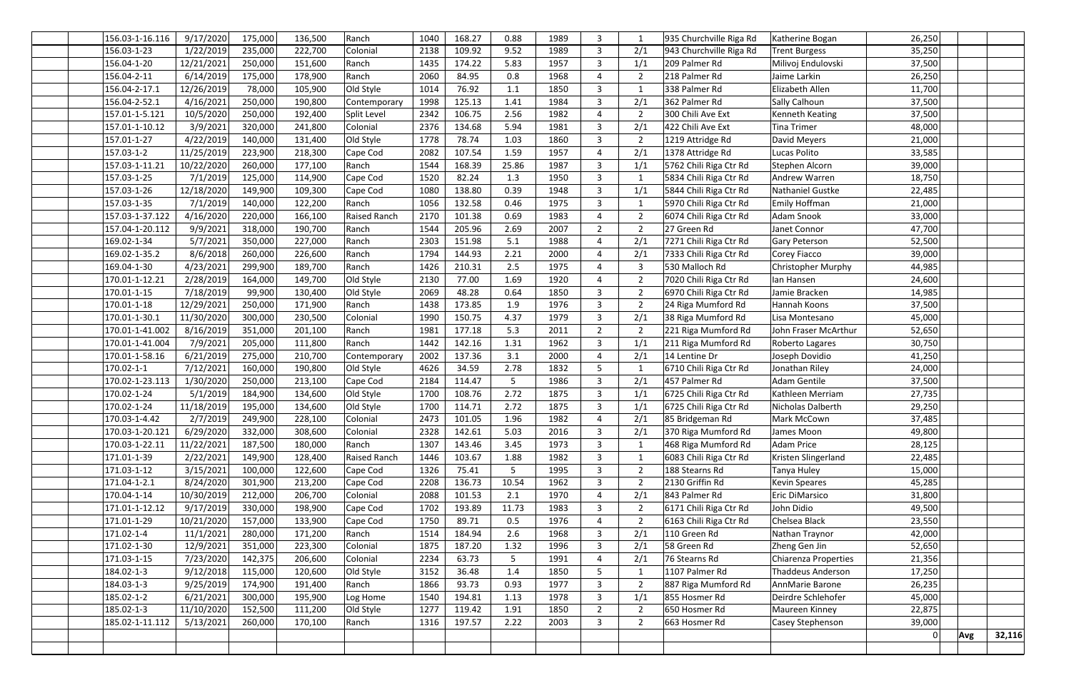| | | | | | | | | | | | | | | | | |
|---|---|---|---|---|---|---|---|---|---|---|---|---|---|---|---|---|
| | 156.03-1-16.116 | 9/17/2020 | 175,000 | 136,500 | Ranch | 1040 | 168.27 | 0.88 | 1989 | 3 | 1 | 935 Churchville Riga Rd | Katherine Bogan | 26,250 | | |
| | 156.03-1-23 | 1/22/2019 | 235,000 | 222,700 | Colonial | 2138 | 109.92 | 9.52 | 1989 | 3 | 2/1 | 943 Churchville Riga Rd | Trent Burgess | 35,250 | | |
| | 156.04-1-20 | 12/21/2021 | 250,000 | 151,600 | Ranch | 1435 | 174.22 | 5.83 | 1957 | 3 | 1/1 | 209 Palmer Rd | Milivoj Endulovski | 37,500 | | |
| | 156.04-2-11 | 6/14/2019 | 175,000 | 178,900 | Ranch | 2060 | 84.95 | 0.8 | 1968 | 4 | 2 | 218 Palmer Rd | Jaime Larkin | 26,250 | | |
| | 156.04-2-17.1 | 12/26/2019 | 78,000 | 105,900 | Old Style | 1014 | 76.92 | 1.1 | 1850 | 3 | 1 | 338 Palmer Rd | Elizabeth Allen | 11,700 | | |
| | 156.04-2-52.1 | 4/16/2021 | 250,000 | 190,800 | Contemporary | 1998 | 125.13 | 1.41 | 1984 | 3 | 2/1 | 362 Palmer Rd | Sally Calhoun | 37,500 | | |
| | 157.01-1-5.121 | 10/5/2020 | 250,000 | 192,400 | Split Level | 2342 | 106.75 | 2.56 | 1982 | 4 | 2 | 300 Chili Ave Ext | Kenneth Keating | 37,500 | | |
| | 157.01-1-10.12 | 3/9/2021 | 320,000 | 241,800 | Colonial | 2376 | 134.68 | 5.94 | 1981 | 3 | 2/1 | 422 Chili Ave Ext | Tina Trimer | 48,000 | | |
| | 157.01-1-27 | 4/22/2019 | 140,000 | 131,400 | Old Style | 1778 | 78.74 | 1.03 | 1860 | 3 | 2 | 1219 Attridge Rd | David Meyers | 21,000 | | |
| | 157.03-1-2 | 11/25/2019 | 223,900 | 218,300 | Cape Cod | 2082 | 107.54 | 1.59 | 1957 | 4 | 2/1 | 1378 Attridge Rd | Lucas Polito | 33,585 | | |
| | 157.03-1-11.21 | 10/22/2020 | 260,000 | 177,100 | Ranch | 1544 | 168.39 | 25.86 | 1987 | 3 | 1/1 | 5762 Chili Riga Ctr Rd | Stephen Alcorn | 39,000 | | |
| | 157.03-1-25 | 7/1/2019 | 125,000 | 114,900 | Cape Cod | 1520 | 82.24 | 1.3 | 1950 | 3 | 1 | 5834 Chili Riga Ctr Rd | Andrew Warren | 18,750 | | |
| | 157.03-1-26 | 12/18/2020 | 149,900 | 109,300 | Cape Cod | 1080 | 138.80 | 0.39 | 1948 | 3 | 1/1 | 5844 Chili Riga Ctr Rd | Nathaniel Gustke | 22,485 | | |
| | 157.03-1-35 | 7/1/2019 | 140,000 | 122,200 | Ranch | 1056 | 132.58 | 0.46 | 1975 | 3 | 1 | 5970 Chili Riga Ctr Rd | Emily Hoffman | 21,000 | | |
| | 157.03-1-37.122 | 4/16/2020 | 220,000 | 166,100 | Raised Ranch | 2170 | 101.38 | 0.69 | 1983 | 4 | 2 | 6074 Chili Riga Ctr Rd | Adam Snook | 33,000 | | |
| | 157.04-1-20.112 | 9/9/2021 | 318,000 | 190,700 | Ranch | 1544 | 205.96 | 2.69 | 2007 | 2 | 2 | 27 Green Rd | Janet Connor | 47,700 | | |
| | 169.02-1-34 | 5/7/2021 | 350,000 | 227,000 | Ranch | 2303 | 151.98 | 5.1 | 1988 | 4 | 2/1 | 7271 Chili Riga Ctr Rd | Gary Peterson | 52,500 | | |
| | 169.02-1-35.2 | 8/6/2018 | 260,000 | 226,600 | Ranch | 1794 | 144.93 | 2.21 | 2000 | 4 | 2/1 | 7333 Chili Riga Ctr Rd | Corey Fiacco | 39,000 | | |
| | 169.04-1-30 | 4/23/2021 | 299,900 | 189,700 | Ranch | 1426 | 210.31 | 2.5 | 1975 | 4 | 3 | 530 Malloch Rd | Christopher Murphy | 44,985 | | |
| | 170.01-1-12.21 | 2/28/2019 | 164,000 | 149,700 | Old Style | 2130 | 77.00 | 1.69 | 1920 | 4 | 2 | 7020 Chili Riga Ctr Rd | Ian Hansen | 24,600 | | |
| | 170.01-1-15 | 7/18/2019 | 99,900 | 130,400 | Old Style | 2069 | 48.28 | 0.64 | 1850 | 3 | 2 | 6970 Chili Riga Ctr Rd | Jamie Bracken | 14,985 | | |
| | 170.01-1-18 | 12/29/2021 | 250,000 | 171,900 | Ranch | 1438 | 173.85 | 1.9 | 1976 | 3 | 2 | 24 Riga Mumford Rd | Hannah Koons | 37,500 | | |
| | 170.01-1-30.1 | 11/30/2020 | 300,000 | 230,500 | Colonial | 1990 | 150.75 | 4.37 | 1979 | 3 | 2/1 | 38 Riga Mumford Rd | Lisa Montesano | 45,000 | | |
| | 170.01-1-41.002 | 8/16/2019 | 351,000 | 201,100 | Ranch | 1981 | 177.18 | 5.3 | 2011 | 2 | 2 | 221 Riga Mumford Rd | John Fraser McArthur | 52,650 | | |
| | 170.01-1-41.004 | 7/9/2021 | 205,000 | 111,800 | Ranch | 1442 | 142.16 | 1.31 | 1962 | 3 | 1/1 | 211 Riga Mumford Rd | Roberto Lagares | 30,750 | | |
| | 170.01-1-58.16 | 6/21/2019 | 275,000 | 210,700 | Contemporary | 2002 | 137.36 | 3.1 | 2000 | 4 | 2/1 | 14 Lentine Dr | Joseph Dovidio | 41,250 | | |
| | 170.02-1-1 | 7/12/2021 | 160,000 | 190,800 | Old Style | 4626 | 34.59 | 2.78 | 1832 | 5 | 1 | 6710 Chili Riga Ctr Rd | Jonathan Riley | 24,000 | | |
| | 170.02-1-23.113 | 1/30/2020 | 250,000 | 213,100 | Cape Cod | 2184 | 114.47 | 5 | 1986 | 3 | 2/1 | 457 Palmer Rd | Adam Gentile | 37,500 | | |
| | 170.02-1-24 | 5/1/2019 | 184,900 | 134,600 | Old Style | 1700 | 108.76 | 2.72 | 1875 | 3 | 1/1 | 6725 Chili Riga Ctr Rd | Kathleen Merriam | 27,735 | | |
| | 170.02-1-24 | 11/18/2019 | 195,000 | 134,600 | Old Style | 1700 | 114.71 | 2.72 | 1875 | 3 | 1/1 | 6725 Chili Riga Ctr Rd | Nicholas Dalberth | 29,250 | | |
| | 170.03-1-4.42 | 2/7/2019 | 249,900 | 228,100 | Colonial | 2473 | 101.05 | 1.96 | 1982 | 4 | 2/1 | 85 Bridgeman Rd | Mark McCown | 37,485 | | |
| | 170.03-1-20.121 | 6/29/2020 | 332,000 | 308,600 | Colonial | 2328 | 142.61 | 5.03 | 2016 | 3 | 2/1 | 370 Riga Mumford Rd | James Moon | 49,800 | | |
| | 170.03-1-22.11 | 11/22/2021 | 187,500 | 180,000 | Ranch | 1307 | 143.46 | 3.45 | 1973 | 3 | 1 | 468 Riga Mumford Rd | Adam Price | 28,125 | | |
| | 171.01-1-39 | 2/22/2021 | 149,900 | 128,400 | Raised Ranch | 1446 | 103.67 | 1.88 | 1982 | 3 | 1 | 6083 Chili Riga Ctr Rd | Kristen Slingerland | 22,485 | | |
| | 171.03-1-12 | 3/15/2021 | 100,000 | 122,600 | Cape Cod | 1326 | 75.41 | 5 | 1995 | 3 | 2 | 188 Stearns Rd | Tanya Huley | 15,000 | | |
| | 171.04-1-2.1 | 8/24/2020 | 301,900 | 213,200 | Cape Cod | 2208 | 136.73 | 10.54 | 1962 | 3 | 2 | 2130 Griffin Rd | Kevin Speares | 45,285 | | |
| | 170.04-1-14 | 10/30/2019 | 212,000 | 206,700 | Colonial | 2088 | 101.53 | 2.1 | 1970 | 4 | 2/1 | 843 Palmer Rd | Eric DiMarsico | 31,800 | | |
| | 171.01-1-12.12 | 9/17/2019 | 330,000 | 198,900 | Cape Cod | 1702 | 193.89 | 11.73 | 1983 | 3 | 2 | 6171 Chili Riga Ctr Rd | John Didio | 49,500 | | |
| | 171.01-1-29 | 10/21/2020 | 157,000 | 133,900 | Cape Cod | 1750 | 89.71 | 0.5 | 1976 | 4 | 2 | 6163 Chili Riga Ctr Rd | Chelsea Black | 23,550 | | |
| | 171.02-1-4 | 11/1/2021 | 280,000 | 171,200 | Ranch | 1514 | 184.94 | 2.6 | 1968 | 3 | 2/1 | 110 Green Rd | Nathan Traynor | 42,000 | | |
| | 171.02-1-30 | 12/9/2021 | 351,000 | 223,300 | Colonial | 1875 | 187.20 | 1.32 | 1996 | 3 | 2/1 | 58 Green Rd | Zheng Gen Jin | 52,650 | | |
| | 171.03-1-15 | 7/23/2020 | 142,375 | 206,600 | Colonial | 2234 | 63.73 | 5 | 1991 | 4 | 2/1 | 76 Stearns Rd | Chiarenza Properties | 21,356 | | |
| | 184.02-1-3 | 9/12/2018 | 115,000 | 120,600 | Old Style | 3152 | 36.48 | 1.4 | 1850 | 5 | 1 | 1107 Palmer Rd | Thaddeus Anderson | 17,250 | | |
| | 184.03-1-3 | 9/25/2019 | 174,900 | 191,400 | Ranch | 1866 | 93.73 | 0.93 | 1977 | 3 | 2 | 887 Riga Mumford Rd | AnnMarie Barone | 26,235 | | |
| | 185.02-1-2 | 6/21/2021 | 300,000 | 195,900 | Log Home | 1540 | 194.81 | 1.13 | 1978 | 3 | 1/1 | 855 Hosmer Rd | Deirdre Schlehofer | 45,000 | | |
| | 185.02-1-3 | 11/10/2020 | 152,500 | 111,200 | Old Style | 1277 | 119.42 | 1.91 | 1850 | 2 | 2 | 650 Hosmer Rd | Maureen Kinney | 22,875 | | |
| | 185.02-1-11.112 | 5/13/2021 | 260,000 | 170,100 | Ranch | 1316 | 197.57 | 2.22 | 2003 | 3 | 2 | 663 Hosmer Rd | Casey Stephenson | 39,000 | | |
| | | | | | | | | | | | | | | 0 | Avg | 32,116 |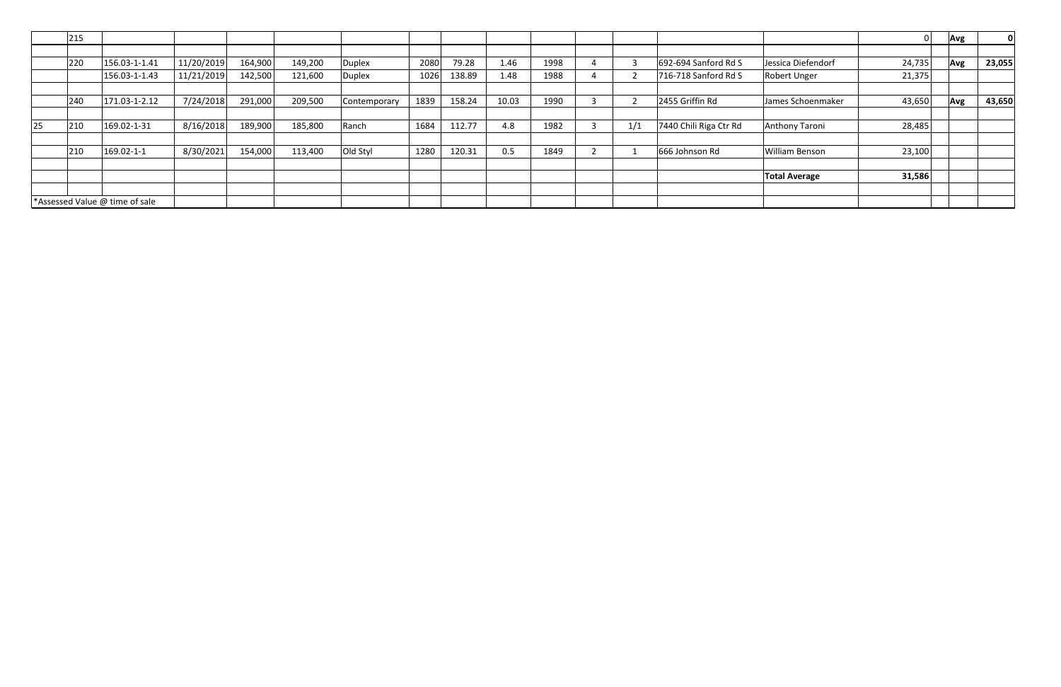| | | | | | | | | | | | | | | | | | | |
|---|---|---|---|---|---|---|---|---|---|---|---|---|---|---|---|---|---|---|
| | 215 | | | | | | | | | | | | | | 0 | | Avg | 0 |
| | | | | | | | | | | | | | | | | | | |
| | 220 | 156.03-1-1.41 | 11/20/2019 | 164,900 | 149,200 | Duplex | 2080 | 79.28 | 1.46 | 1998 | 4 | 3 | 692-694 Sanford Rd S | Jessica Diefendorf | 24,735 | | Avg | 23,055 |
| | | 156.03-1-1.43 | 11/21/2019 | 142,500 | 121,600 | Duplex | 1026 | 138.89 | 1.48 | 1988 | 4 | 2 | 716-718 Sanford Rd S | Robert Unger | 21,375 | | | |
| | | | | | | | | | | | | | | | | | | |
| | 240 | 171.03-1-2.12 | 7/24/2018 | 291,000 | 209,500 | Contemporary | 1839 | 158.24 | 10.03 | 1990 | 3 | 2 | 2455 Griffin Rd | James Schoenmaker | 43,650 | | Avg | 43,650 |
| | | | | | | | | | | | | | | | | | | |
| 25 | 210 | 169.02-1-31 | 8/16/2018 | 189,900 | 185,800 | Ranch | 1684 | 112.77 | 4.8 | 1982 | 3 | 1/1 | 7440 Chili Riga Ctr Rd | Anthony Taroni | 28,485 | | | |
| | | | | | | | | | | | | | | | | | | |
| | 210 | 169.02-1-1 | 8/30/2021 | 154,000 | 113,400 | Old Styl | 1280 | 120.31 | 0.5 | 1849 | 2 | 1 | 666 Johnson Rd | William Benson | 23,100 | | | |
| | | | | | | | | | | | | | | | | | | |
| | | | | | | | | | | | | | | **Total Average** | **31,586** | | | |
| | | | | | | | | | | | | | | | | | | |
| *Assessed Value @ time of sale | | | | | | | | | | | | | | | | | | |